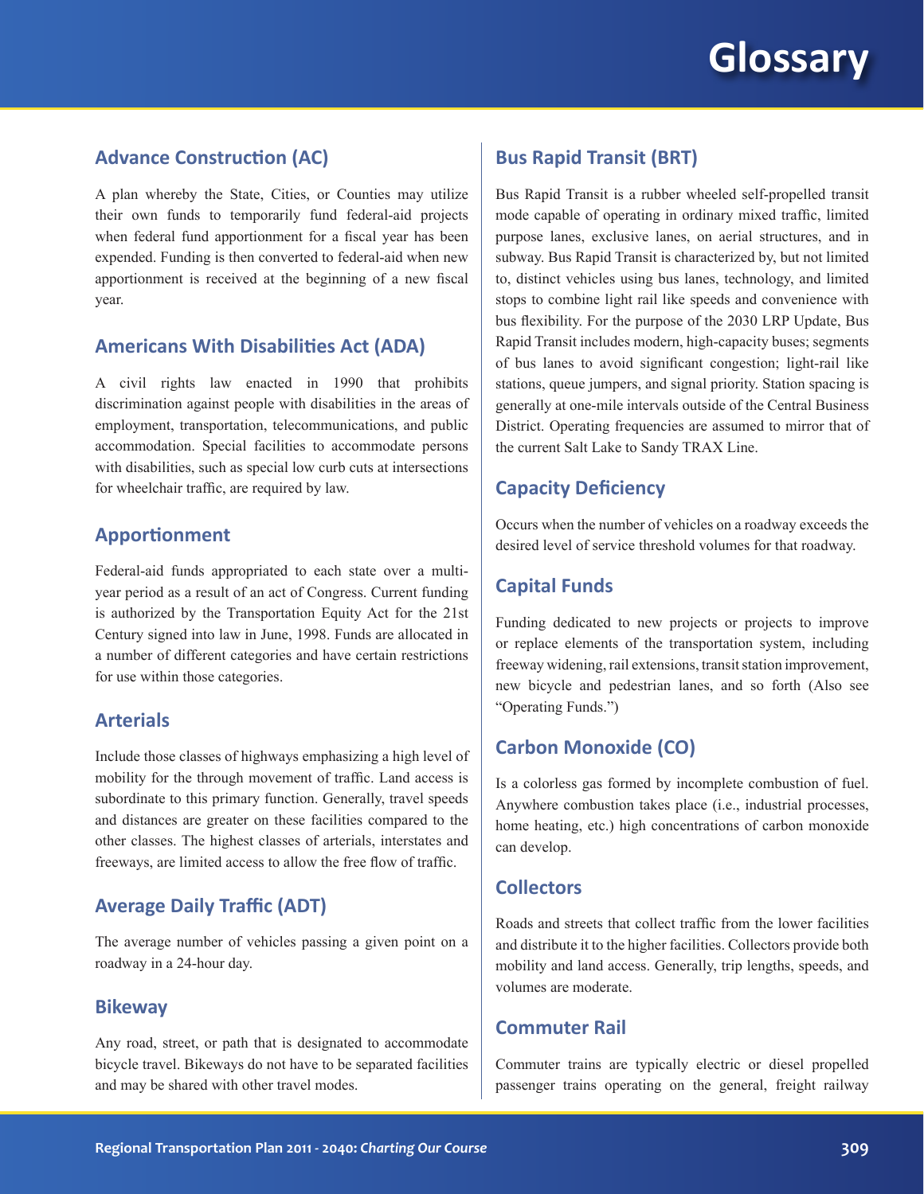# Glossary

## Advance Construction (AC)

A plan whereby the State, Cities, or Counties may utilize their own funds to temporarily fund federal-aid projects when federal fund apportionment for a fiscal year has been expended. Funding is then converted to federal-aid when new apportionment is received at the beginning of a new fiscal year.

## Americans With Disabilities Act (ADA)

A civil rights law enacted in 1990 that prohibits discrimination against people with disabilities in the areas of employment, transportation, telecommunications, and public accommodation. Special facilities to accommodate persons with disabilities, such as special low curb cuts at intersections for wheelchair traffic, are required by law.

## Apportionment

Federal-aid funds appropriated to each state over a multi-year period as a result of an act of Congress. Current funding is authorized by the Transportation Equity Act for the 21st Century signed into law in June, 1998. Funds are allocated in a number of different categories and have certain restrictions for use within those categories.

## Arterials

Include those classes of highways emphasizing a high level of mobility for the through movement of traffic. Land access is subordinate to this primary function. Generally, travel speeds and distances are greater on these facilities compared to the other classes. The highest classes of arterials, interstates and freeways, are limited access to allow the free flow of traffic.

## Average Daily Traffic (ADT)

The average number of vehicles passing a given point on a roadway in a 24-hour day.

## Bikeway

Any road, street, or path that is designated to accommodate bicycle travel. Bikeways do not have to be separated facilities and may be shared with other travel modes.

## Bus Rapid Transit (BRT)

Bus Rapid Transit is a rubber wheeled self-propelled transit mode capable of operating in ordinary mixed traffic, limited purpose lanes, exclusive lanes, on aerial structures, and in subway. Bus Rapid Transit is characterized by, but not limited to, distinct vehicles using bus lanes, technology, and limited stops to combine light rail like speeds and convenience with bus flexibility. For the purpose of the 2030 LRP Update, Bus Rapid Transit includes modern, high-capacity buses; segments of bus lanes to avoid significant congestion; light-rail like stations, queue jumpers, and signal priority. Station spacing is generally at one-mile intervals outside of the Central Business District. Operating frequencies are assumed to mirror that of the current Salt Lake to Sandy TRAX Line.

## Capacity Deficiency

Occurs when the number of vehicles on a roadway exceeds the desired level of service threshold volumes for that roadway.

## Capital Funds

Funding dedicated to new projects or projects to improve or replace elements of the transportation system, including freeway widening, rail extensions, transit station improvement, new bicycle and pedestrian lanes, and so forth (Also see “Operating Funds.”)

## Carbon Monoxide (CO)

Is a colorless gas formed by incomplete combustion of fuel. Anywhere combustion takes place (i.e., industrial processes, home heating, etc.) high concentrations of carbon monoxide can develop.

## Collectors

Roads and streets that collect traffic from the lower facilities and distribute it to the higher facilities. Collectors provide both mobility and land access. Generally, trip lengths, speeds, and volumes are moderate.

## Commuter Rail

Commuter trains are typically electric or diesel propelled passenger trains operating on the general, freight railway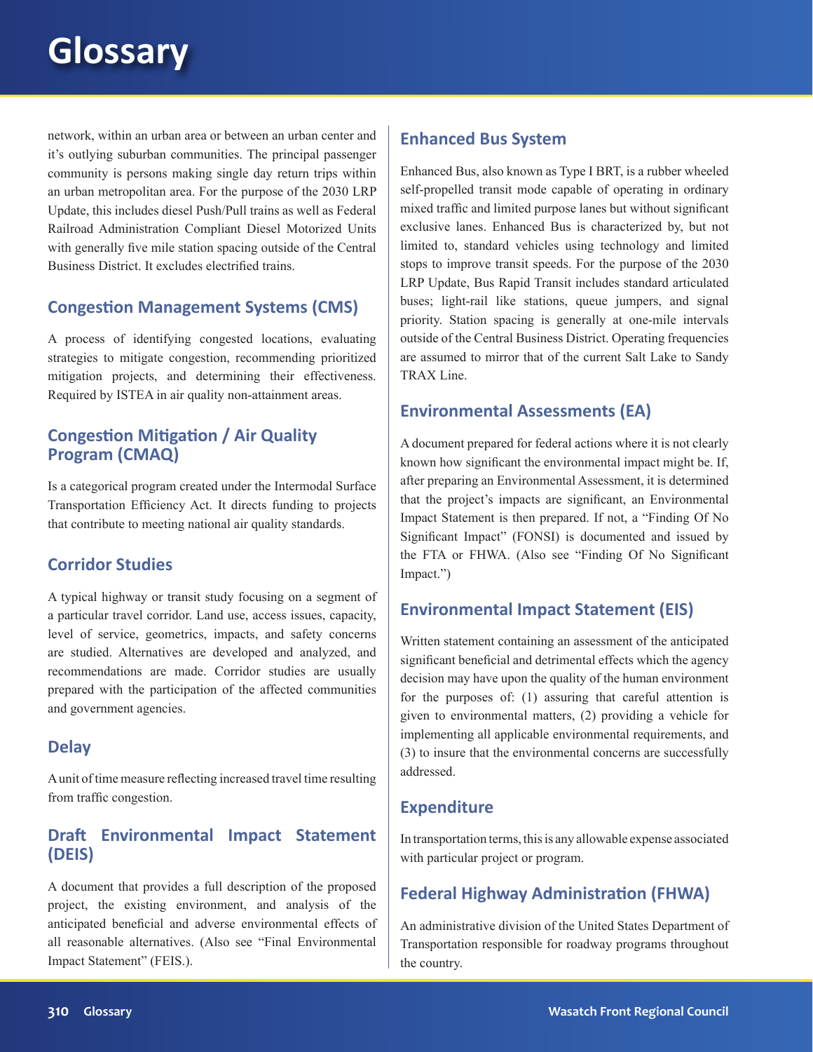network, within an urban area or between an urban center and it's outlying suburban communities. The principal passenger community is persons making single day return trips within an urban metropolitan area. For the purpose of the 2030 LRP Update, this includes diesel Push/Pull trains as well as Federal Railroad Administration Compliant Diesel Motorized Units with generally five mile station spacing outside of the Central Business District. It excludes electrified trains.

## Congestion Management Systems (CMS)

A process of identifying congested locations, evaluating strategies to mitigate congestion, recommending prioritized mitigation projects, and determining their effectiveness. Required by ISTEA in air quality non-attainment areas.

## Congestion Mitigation / Air Quality Program (CMAQ)

Is a categorical program created under the Intermodal Surface Transportation Efficiency Act. It directs funding to projects that contribute to meeting national air quality standards.

## Corridor Studies

A typical highway or transit study focusing on a segment of a particular travel corridor. Land use, access issues, capacity, level of service, geometrics, impacts, and safety concerns are studied. Alternatives are developed and analyzed, and recommendations are made. Corridor studies are usually prepared with the participation of the affected communities and government agencies.

## Delay

A unit of time measure reflecting increased travel time resulting from traffic congestion.

## Draft Environmental Impact Statement (DEIS)

A document that provides a full description of the proposed project, the existing environment, and analysis of the anticipated beneficial and adverse environmental effects of all reasonable alternatives. (Also see "Final Environmental Impact Statement" (FEIS.).

## Enhanced Bus System

Enhanced Bus, also known as Type I BRT, is a rubber wheeled self-propelled transit mode capable of operating in ordinary mixed traffic and limited purpose lanes but without significant exclusive lanes. Enhanced Bus is characterized by, but not limited to, standard vehicles using technology and limited stops to improve transit speeds. For the purpose of the 2030 LRP Update, Bus Rapid Transit includes standard articulated buses; light-rail like stations, queue jumpers, and signal priority. Station spacing is generally at one-mile intervals outside of the Central Business District. Operating frequencies are assumed to mirror that of the current Salt Lake to Sandy TRAX Line.

## Environmental Assessments (EA)

A document prepared for federal actions where it is not clearly known how significant the environmental impact might be. If, after preparing an Environmental Assessment, it is determined that the project's impacts are significant, an Environmental Impact Statement is then prepared. If not, a "Finding Of No Significant Impact" (FONSI) is documented and issued by the FTA or FHWA. (Also see "Finding Of No Significant Impact.")

## Environmental Impact Statement (EIS)

Written statement containing an assessment of the anticipated significant beneficial and detrimental effects which the agency decision may have upon the quality of the human environment for the purposes of: (1) assuring that careful attention is given to environmental matters, (2) providing a vehicle for implementing all applicable environmental requirements, and (3) to insure that the environmental concerns are successfully addressed.

## Expenditure

In transportation terms, this is any allowable expense associated with particular project or program.

## Federal Highway Administration (FHWA)

An administrative division of the United States Department of Transportation responsible for roadway programs throughout the country.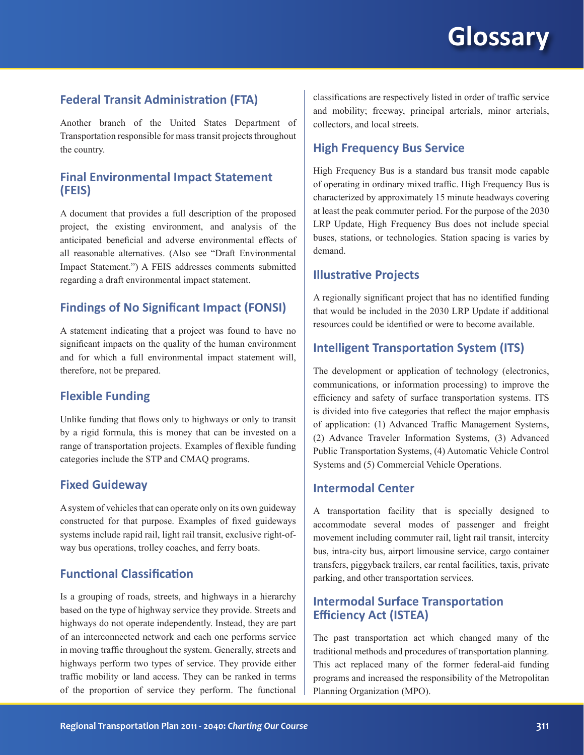# Glossary

## Federal Transit Administration (FTA)

Another branch of the United States Department of Transportation responsible for mass transit projects throughout the country.

## Final Environmental Impact Statement (FEIS)

A document that provides a full description of the proposed project, the existing environment, and analysis of the anticipated beneficial and adverse environmental effects of all reasonable alternatives. (Also see "Draft Environmental Impact Statement.") A FEIS addresses comments submitted regarding a draft environmental impact statement.

## Findings of No Significant Impact (FONSI)

A statement indicating that a project was found to have no significant impacts on the quality of the human environment and for which a full environmental impact statement will, therefore, not be prepared.

## Flexible Funding

Unlike funding that flows only to highways or only to transit by a rigid formula, this is money that can be invested on a range of transportation projects. Examples of flexible funding categories include the STP and CMAQ programs.

## Fixed Guideway

A system of vehicles that can operate only on its own guideway constructed for that purpose. Examples of fixed guideways systems include rapid rail, light rail transit, exclusive right-of-way bus operations, trolley coaches, and ferry boats.

## Functional Classification

Is a grouping of roads, streets, and highways in a hierarchy based on the type of highway service they provide. Streets and highways do not operate independently. Instead, they are part of an interconnected network and each one performs service in moving traffic throughout the system. Generally, streets and highways perform two types of service. They provide either traffic mobility or land access. They can be ranked in terms of the proportion of service they perform. The functional classifications are respectively listed in order of traffic service and mobility; freeway, principal arterials, minor arterials, collectors, and local streets.

## High Frequency Bus Service

High Frequency Bus is a standard bus transit mode capable of operating in ordinary mixed traffic. High Frequency Bus is characterized by approximately 15 minute headways covering at least the peak commuter period. For the purpose of the 2030 LRP Update, High Frequency Bus does not include special buses, stations, or technologies. Station spacing is varies by demand.

## Illustrative Projects

A regionally significant project that has no identified funding that would be included in the 2030 LRP Update if additional resources could be identified or were to become available.

## Intelligent Transportation System (ITS)

The development or application of technology (electronics, communications, or information processing) to improve the efficiency and safety of surface transportation systems. ITS is divided into five categories that reflect the major emphasis of application: (1) Advanced Traffic Management Systems, (2) Advance Traveler Information Systems, (3) Advanced Public Transportation Systems, (4) Automatic Vehicle Control Systems and (5) Commercial Vehicle Operations.

## Intermodal Center

A transportation facility that is specially designed to accommodate several modes of passenger and freight movement including commuter rail, light rail transit, intercity bus, intra-city bus, airport limousine service, cargo container transfers, piggyback trailers, car rental facilities, taxis, private parking, and other transportation services.

## Intermodal Surface Transportation Efficiency Act (ISTEA)

The past transportation act which changed many of the traditional methods and procedures of transportation planning. This act replaced many of the former federal-aid funding programs and increased the responsibility of the Metropolitan Planning Organization (MPO).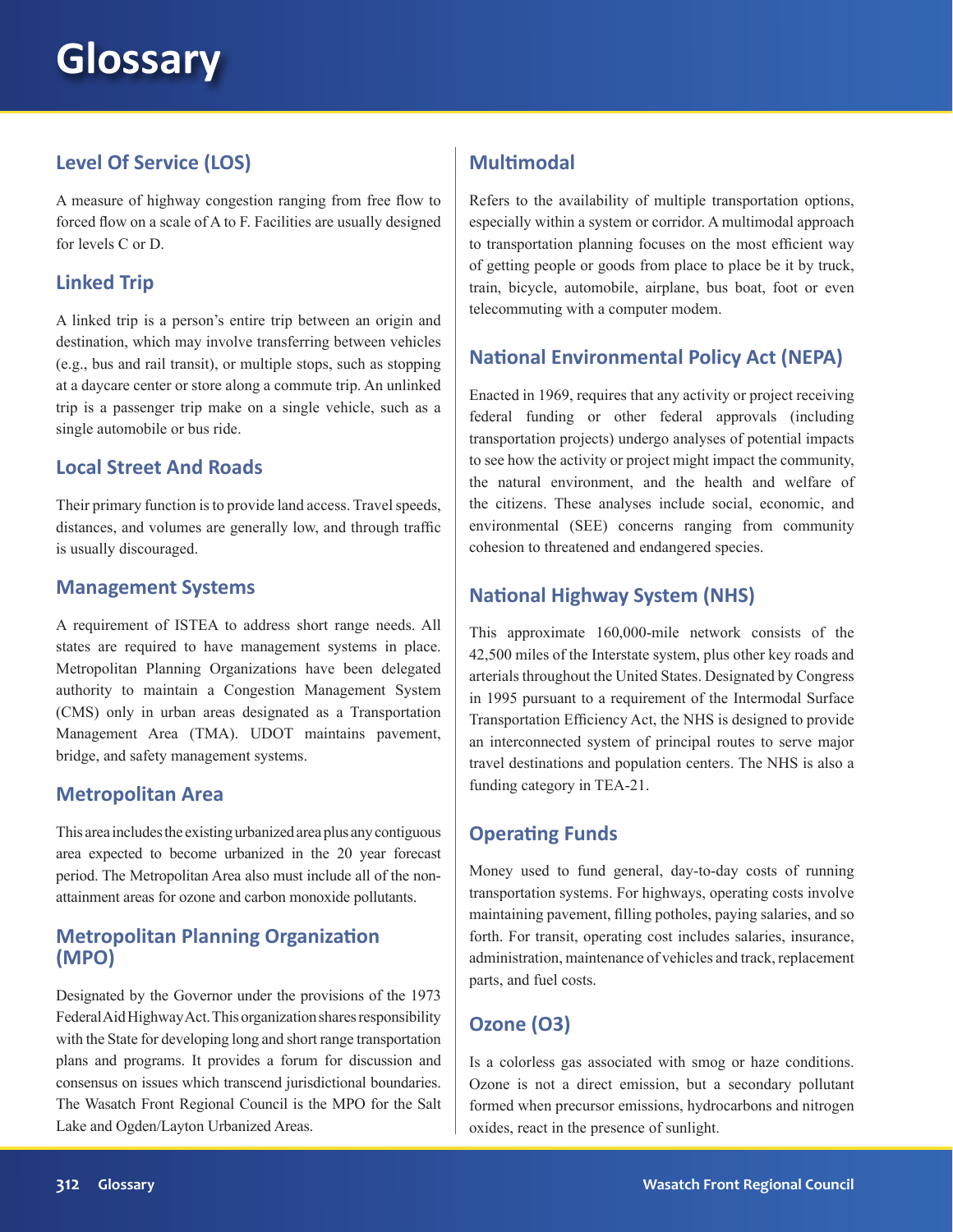# Glossary

## Level Of Service (LOS)

A measure of highway congestion ranging from free flow to forced flow on a scale of A to F. Facilities are usually designed for levels C or D.

## Linked Trip

A linked trip is a person's entire trip between an origin and destination, which may involve transferring between vehicles (e.g., bus and rail transit), or multiple stops, such as stopping at a daycare center or store along a commute trip. An unlinked trip is a passenger trip make on a single vehicle, such as a single automobile or bus ride.

## Local Street And Roads

Their primary function is to provide land access. Travel speeds, distances, and volumes are generally low, and through traffic is usually discouraged.

## Management Systems

A requirement of ISTEA to address short range needs. All states are required to have management systems in place. Metropolitan Planning Organizations have been delegated authority to maintain a Congestion Management System (CMS) only in urban areas designated as a Transportation Management Area (TMA). UDOT maintains pavement, bridge, and safety management systems.

## Metropolitan Area

This area includes the existing urbanized area plus any contiguous area expected to become urbanized in the 20 year forecast period. The Metropolitan Area also must include all of the non-attainment areas for ozone and carbon monoxide pollutants.

## Metropolitan Planning Organization (MPO)

Designated by the Governor under the provisions of the 1973 Federal Aid Highway Act. This organization shares responsibility with the State for developing long and short range transportation plans and programs. It provides a forum for discussion and consensus on issues which transcend jurisdictional boundaries. The Wasatch Front Regional Council is the MPO for the Salt Lake and Ogden/Layton Urbanized Areas.

## Multimodal

Refers to the availability of multiple transportation options, especially within a system or corridor. A multimodal approach to transportation planning focuses on the most efficient way of getting people or goods from place to place be it by truck, train, bicycle, automobile, airplane, bus boat, foot or even telecommuting with a computer modem.

## National Environmental Policy Act (NEPA)

Enacted in 1969, requires that any activity or project receiving federal funding or other federal approvals (including transportation projects) undergo analyses of potential impacts to see how the activity or project might impact the community, the natural environment, and the health and welfare of the citizens. These analyses include social, economic, and environmental (SEE) concerns ranging from community cohesion to threatened and endangered species.

## National Highway System (NHS)

This approximate 160,000-mile network consists of the 42,500 miles of the Interstate system, plus other key roads and arterials throughout the United States. Designated by Congress in 1995 pursuant to a requirement of the Intermodal Surface Transportation Efficiency Act, the NHS is designed to provide an interconnected system of principal routes to serve major travel destinations and population centers. The NHS is also a funding category in TEA-21.

## Operating Funds

Money used to fund general, day-to-day costs of running transportation systems. For highways, operating costs involve maintaining pavement, filling potholes, paying salaries, and so forth. For transit, operating cost includes salaries, insurance, administration, maintenance of vehicles and track, replacement parts, and fuel costs.

## Ozone (O3)

Is a colorless gas associated with smog or haze conditions. Ozone is not a direct emission, but a secondary pollutant formed when precursor emissions, hydrocarbons and nitrogen oxides, react in the presence of sunlight.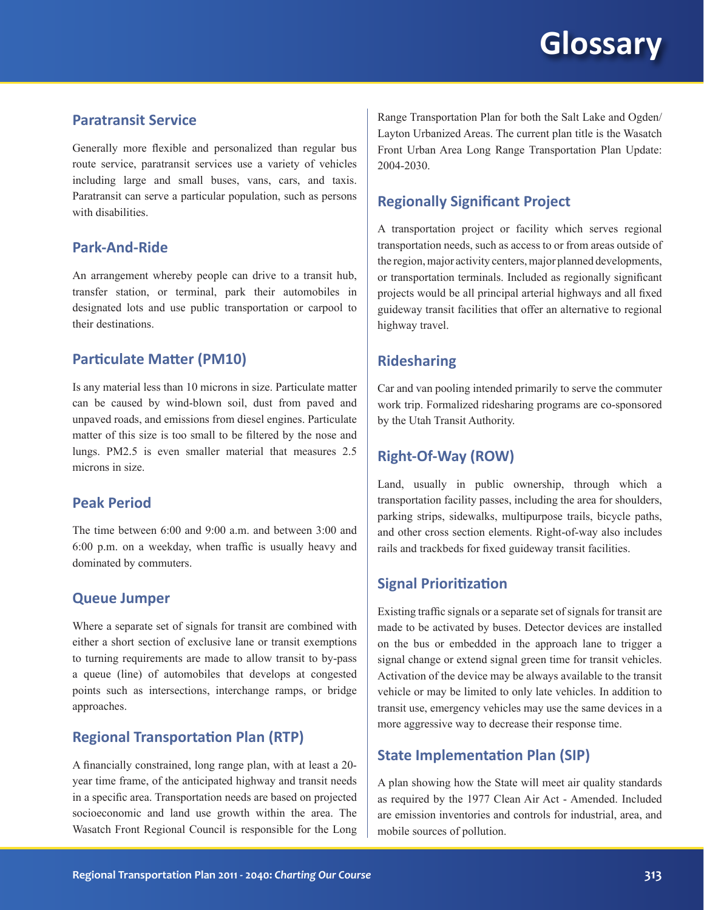## Paratransit Service

Generally more flexible and personalized than regular bus route service, paratransit services use a variety of vehicles including large and small buses, vans, cars, and taxis. Paratransit can serve a particular population, such as persons with disabilities.

## Park-And-Ride

An arrangement whereby people can drive to a transit hub, transfer station, or terminal, park their automobiles in designated lots and use public transportation or carpool to their destinations.

## Particulate Matter (PM10)

Is any material less than 10 microns in size. Particulate matter can be caused by wind-blown soil, dust from paved and unpaved roads, and emissions from diesel engines. Particulate matter of this size is too small to be filtered by the nose and lungs. PM2.5 is even smaller material that measures 2.5 microns in size.

## Peak Period

The time between 6:00 and 9:00 a.m. and between 3:00 and 6:00 p.m. on a weekday, when traffic is usually heavy and dominated by commuters.

## Queue Jumper

Where a separate set of signals for transit are combined with either a short section of exclusive lane or transit exemptions to turning requirements are made to allow transit to by-pass a queue (line) of automobiles that develops at congested points such as intersections, interchange ramps, or bridge approaches.

## Regional Transportation Plan (RTP)

A financially constrained, long range plan, with at least a 20-year time frame, of the anticipated highway and transit needs in a specific area. Transportation needs are based on projected socioeconomic and land use growth within the area. The Wasatch Front Regional Council is responsible for the Long Range Transportation Plan for both the Salt Lake and Ogden/Layton Urbanized Areas. The current plan title is the Wasatch Front Urban Area Long Range Transportation Plan Update: 2004-2030.

## Regionally Significant Project

A transportation project or facility which serves regional transportation needs, such as access to or from areas outside of the region, major activity centers, major planned developments, or transportation terminals. Included as regionally significant projects would be all principal arterial highways and all fixed guideway transit facilities that offer an alternative to regional highway travel.

## Ridesharing

Car and van pooling intended primarily to serve the commuter work trip. Formalized ridesharing programs are co-sponsored by the Utah Transit Authority.

## Right-Of-Way (ROW)

Land, usually in public ownership, through which a transportation facility passes, including the area for shoulders, parking strips, sidewalks, multipurpose trails, bicycle paths, and other cross section elements. Right-of-way also includes rails and trackbeds for fixed guideway transit facilities.

## Signal Prioritization

Existing traffic signals or a separate set of signals for transit are made to be activated by buses. Detector devices are installed on the bus or embedded in the approach lane to trigger a signal change or extend signal green time for transit vehicles. Activation of the device may be always available to the transit vehicle or may be limited to only late vehicles. In addition to transit use, emergency vehicles may use the same devices in a more aggressive way to decrease their response time.

## State Implementation Plan (SIP)

A plan showing how the State will meet air quality standards as required by the 1977 Clean Air Act - Amended. Included are emission inventories and controls for industrial, area, and mobile sources of pollution.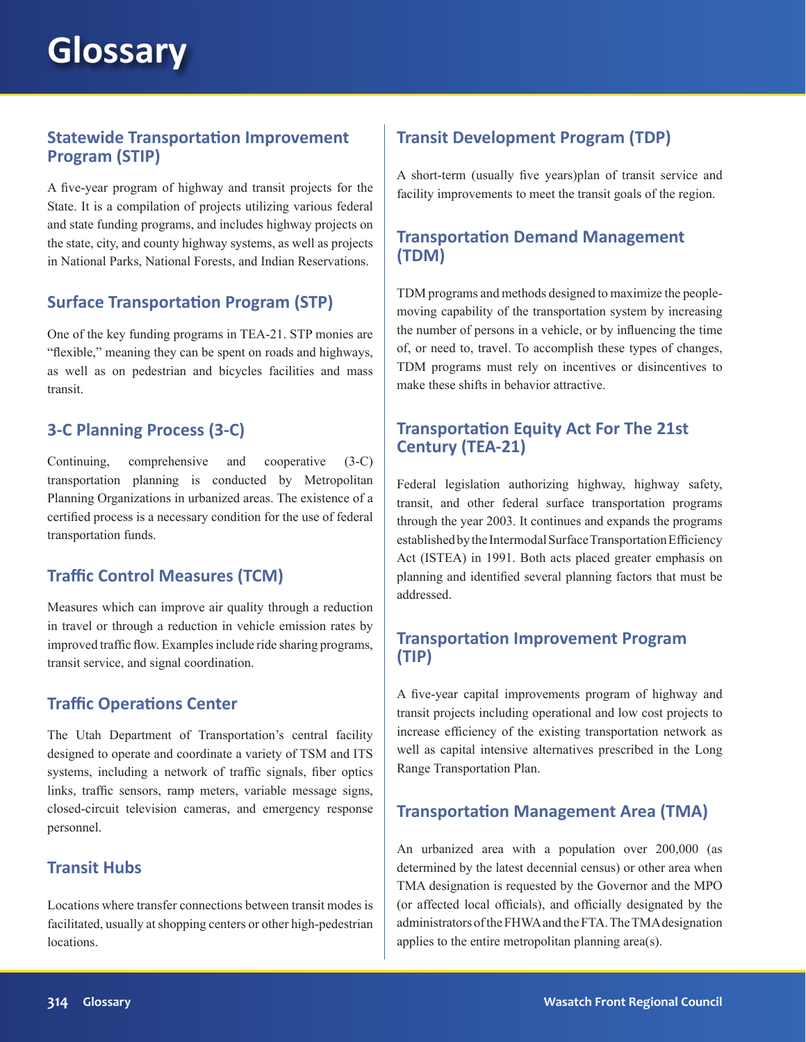# Glossary

## Statewide Transportation Improvement Program (STIP)

A five-year program of highway and transit projects for the State. It is a compilation of projects utilizing various federal and state funding programs, and includes highway projects on the state, city, and county highway systems, as well as projects in National Parks, National Forests, and Indian Reservations.

## Surface Transportation Program (STP)

One of the key funding programs in TEA-21. STP monies are "flexible," meaning they can be spent on roads and highways, as well as on pedestrian and bicycles facilities and mass transit.

## 3-C Planning Process (3-C)

Continuing, comprehensive and cooperative (3-C) transportation planning is conducted by Metropolitan Planning Organizations in urbanized areas. The existence of a certified process is a necessary condition for the use of federal transportation funds.

## Traffic Control Measures (TCM)

Measures which can improve air quality through a reduction in travel or through a reduction in vehicle emission rates by improved traffic flow. Examples include ride sharing programs, transit service, and signal coordination.

## Traffic Operations Center

The Utah Department of Transportation's central facility designed to operate and coordinate a variety of TSM and ITS systems, including a network of traffic signals, fiber optics links, traffic sensors, ramp meters, variable message signs, closed-circuit television cameras, and emergency response personnel.

## Transit Hubs

Locations where transfer connections between transit modes is facilitated, usually at shopping centers or other high-pedestrian locations.

## Transit Development Program (TDP)

A short-term (usually five years)plan of transit service and facility improvements to meet the transit goals of the region.

## Transportation Demand Management (TDM)

TDM programs and methods designed to maximize the people-moving capability of the transportation system by increasing the number of persons in a vehicle, or by influencing the time of, or need to, travel. To accomplish these types of changes, TDM programs must rely on incentives or disincentives to make these shifts in behavior attractive.

## Transportation Equity Act For The 21st Century (TEA-21)

Federal legislation authorizing highway, highway safety, transit, and other federal surface transportation programs through the year 2003. It continues and expands the programs established by the Intermodal Surface Transportation Efficiency Act (ISTEA) in 1991. Both acts placed greater emphasis on planning and identified several planning factors that must be addressed.

## Transportation Improvement Program (TIP)

A five-year capital improvements program of highway and transit projects including operational and low cost projects to increase efficiency of the existing transportation network as well as capital intensive alternatives prescribed in the Long Range Transportation Plan.

## Transportation Management Area (TMA)

An urbanized area with a population over 200,000 (as determined by the latest decennial census) or other area when TMA designation is requested by the Governor and the MPO (or affected local officials), and officially designated by the administrators of the FHWA and the FTA. The TMA designation applies to the entire metropolitan planning area(s).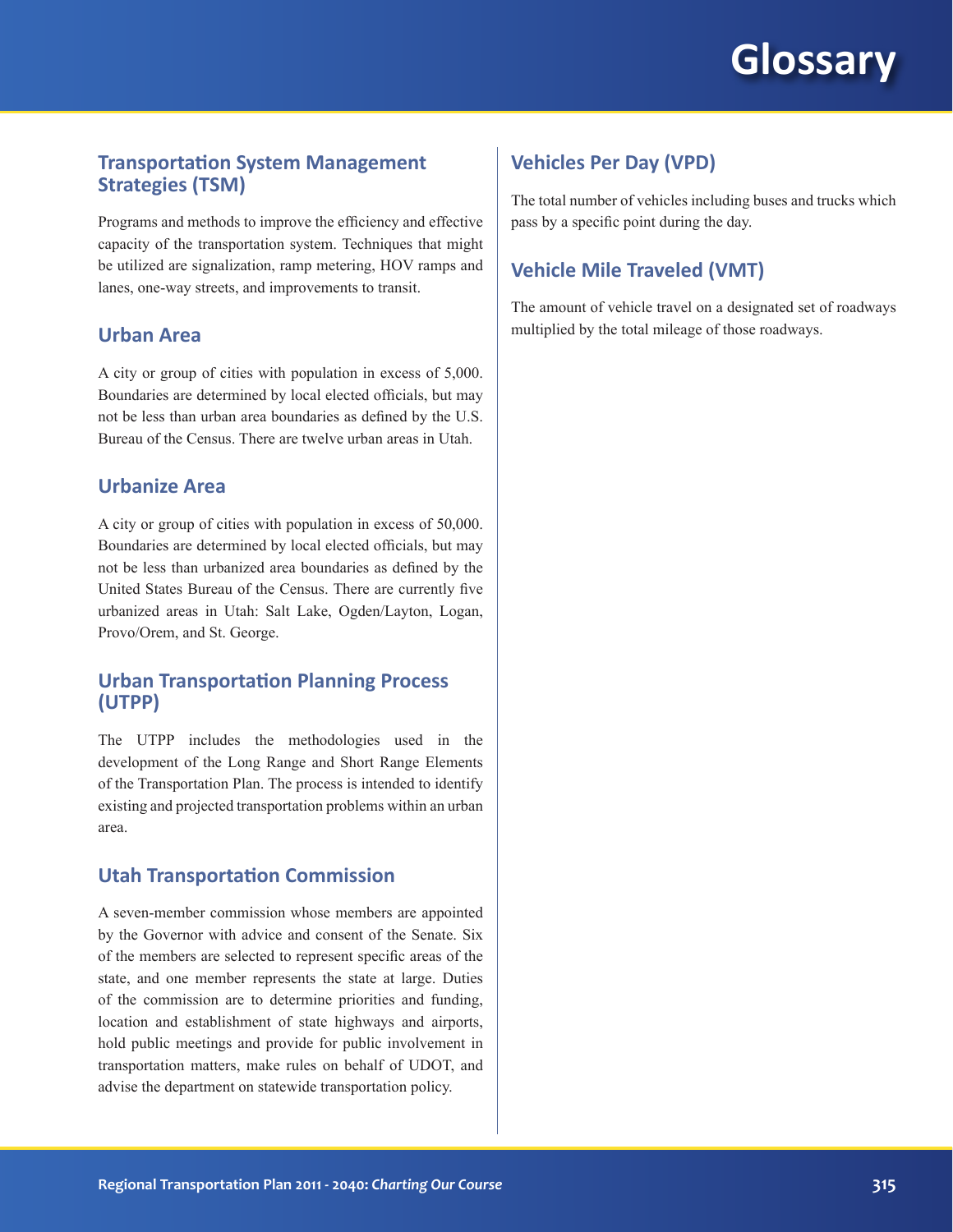# Glossary

## Transportation System Management Strategies (TSM)

Programs and methods to improve the efficiency and effective capacity of the transportation system. Techniques that might be utilized are signalization, ramp metering, HOV ramps and lanes, one-way streets, and improvements to transit.

## Urban Area

A city or group of cities with population in excess of 5,000. Boundaries are determined by local elected officials, but may not be less than urban area boundaries as defined by the U.S. Bureau of the Census. There are twelve urban areas in Utah.

## Urbanize Area

A city or group of cities with population in excess of 50,000. Boundaries are determined by local elected officials, but may not be less than urbanized area boundaries as defined by the United States Bureau of the Census. There are currently five urbanized areas in Utah: Salt Lake, Ogden/Layton, Logan, Provo/Orem, and St. George.

## Urban Transportation Planning Process (UTPP)

The UTPP includes the methodologies used in the development of the Long Range and Short Range Elements of the Transportation Plan. The process is intended to identify existing and projected transportation problems within an urban area.

## Utah Transportation Commission

A seven-member commission whose members are appointed by the Governor with advice and consent of the Senate. Six of the members are selected to represent specific areas of the state, and one member represents the state at large. Duties of the commission are to determine priorities and funding, location and establishment of state highways and airports, hold public meetings and provide for public involvement in transportation matters, make rules on behalf of UDOT, and advise the department on statewide transportation policy.

## Vehicles Per Day (VPD)

The total number of vehicles including buses and trucks which pass by a specific point during the day.

## Vehicle Mile Traveled (VMT)

The amount of vehicle travel on a designated set of roadways multiplied by the total mileage of those roadways.